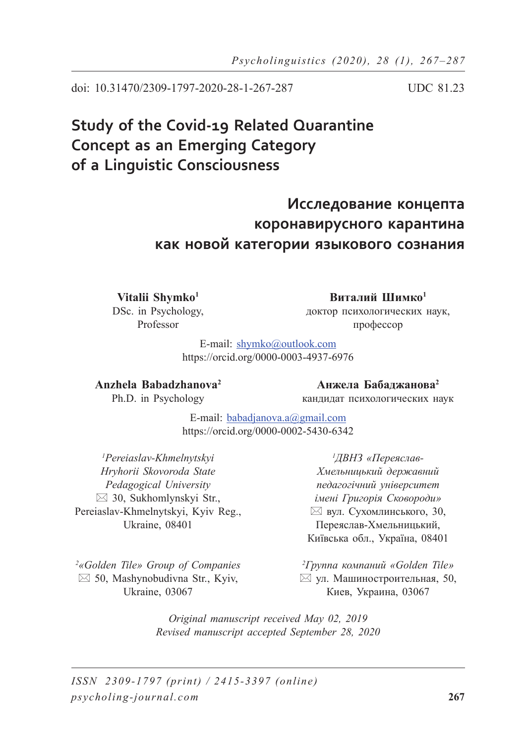doi: 10.31470/2309-1797-2020-28-1-267-287

UDC 81.23

# Study of the Covid-19 Related Quarantine Concept as an Emerging Category of a Linguistic Consciousness

# Исследование концепта коронавирусного карантина как новой категории языкового сознания

**Vitalii Shymko**[1]
DSc. in Psychology,
Professor

**Виталий Шимко**[1]
доктор психологических наук,
профессор

E-mail: shymko@outlook.com
https://orcid.org/0000-0003-4937-6976

**Anzhela Babadzhanova**[2]
Ph.D. in Psychology

**Анжела Бабаджанова**[2]
кандидат психологических наук

E-mail: babadjanova.a@gmail.com
https://orcid.org/0000-0002-5430-6342

[1]*Pereiaslav-Khmelnytskyi Hryhorii Skovoroda State Pedagogical University*
✉ 30, Sukhomlynskyi Str.,
Pereiaslav-Khmelnytskyi, Kyiv Reg.,
Ukraine, 08401

[1]*ДВНЗ «Переяслав-Хмельницький державний педагогічний університет імені Григорія Сковороди»*
✉ вул. Сухомлинського, 30,
Переяслав-Хмельницький,
Київська обл., Україна, 08401

[2]*«Golden Tile» Group of Companies*
✉ 50, Mashynobudivna Str., Kyiv,
Ukraine, 03067

[2]*Группа компаний «Golden Tile»*
✉ ул. Машиностроительная, 50,
Киев, Украина, 03067

*Original manuscript received May 02, 2019*
*Revised manuscript accepted September 28, 2020*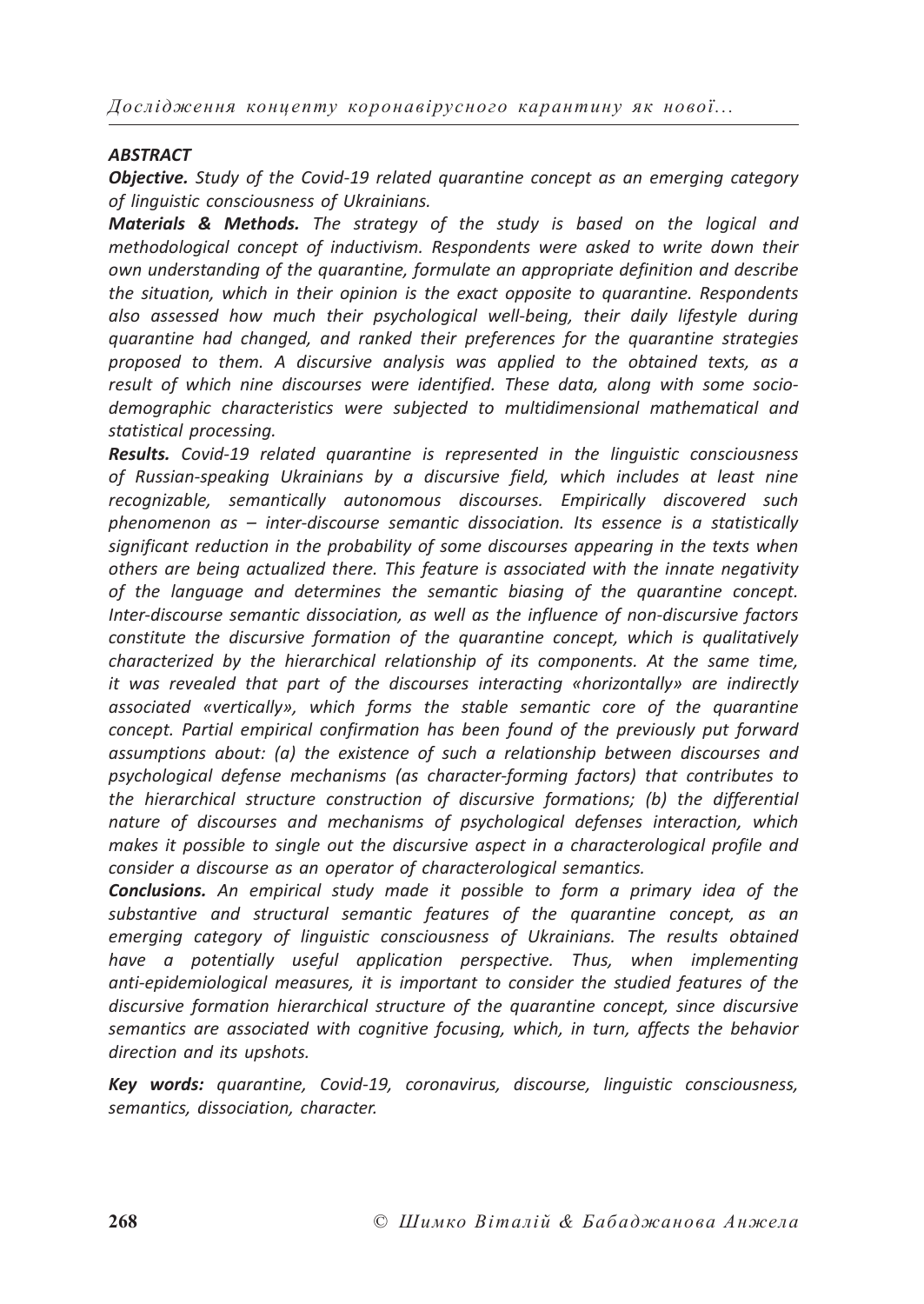## *ABSTRACT*

***Objective.*** *Study of the Covid-19 related quarantine concept as an emerging category of linguistic consciousness of Ukrainians.*

***Materials & Methods.*** *The strategy of the study is based on the logical and methodological concept of inductivism. Respondents were asked to write down their own understanding of the quarantine, formulate an appropriate definition and describe the situation, which in their opinion is the exact opposite to quarantine. Respondents also assessed how much their psychological well-being, their daily lifestyle during quarantine had changed, and ranked their preferences for the quarantine strategies proposed to them. A discursive analysis was applied to the obtained texts, as a result of which nine discourses were identified. These data, along with some socio-demographic characteristics were subjected to multidimensional mathematical and statistical processing.*

***Results.*** *Covid-19 related quarantine is represented in the linguistic consciousness of Russian-speaking Ukrainians by a discursive field, which includes at least nine recognizable, semantically autonomous discourses. Empirically discovered such phenomenon as – inter-discourse semantic dissociation. Its essence is a statistically significant reduction in the probability of some discourses appearing in the texts when others are being actualized there. This feature is associated with the innate negativity of the language and determines the semantic biasing of the quarantine concept. Inter-discourse semantic dissociation, as well as the influence of non-discursive factors constitute the discursive formation of the quarantine concept, which is qualitatively characterized by the hierarchical relationship of its components. At the same time, it was revealed that part of the discourses interacting «horizontally» are indirectly associated «vertically», which forms the stable semantic core of the quarantine concept. Partial empirical confirmation has been found of the previously put forward assumptions about: (a) the existence of such a relationship between discourses and psychological defense mechanisms (as character-forming factors) that contributes to the hierarchical structure construction of discursive formations; (b) the differential nature of discourses and mechanisms of psychological defenses interaction, which makes it possible to single out the discursive aspect in a characterological profile and consider a discourse as an operator of characterological semantics.*

***Conclusions.*** *An empirical study made it possible to form a primary idea of the substantive and structural semantic features of the quarantine concept, as an emerging category of linguistic consciousness of Ukrainians. The results obtained have a potentially useful application perspective. Thus, when implementing anti-epidemiological measures, it is important to consider the studied features of the discursive formation hierarchical structure of the quarantine concept, since discursive semantics are associated with cognitive focusing, which, in turn, affects the behavior direction and its upshots.*

***Key words:*** *quarantine, Covid-19, coronavirus, discourse, linguistic consciousness, semantics, dissociation, character.*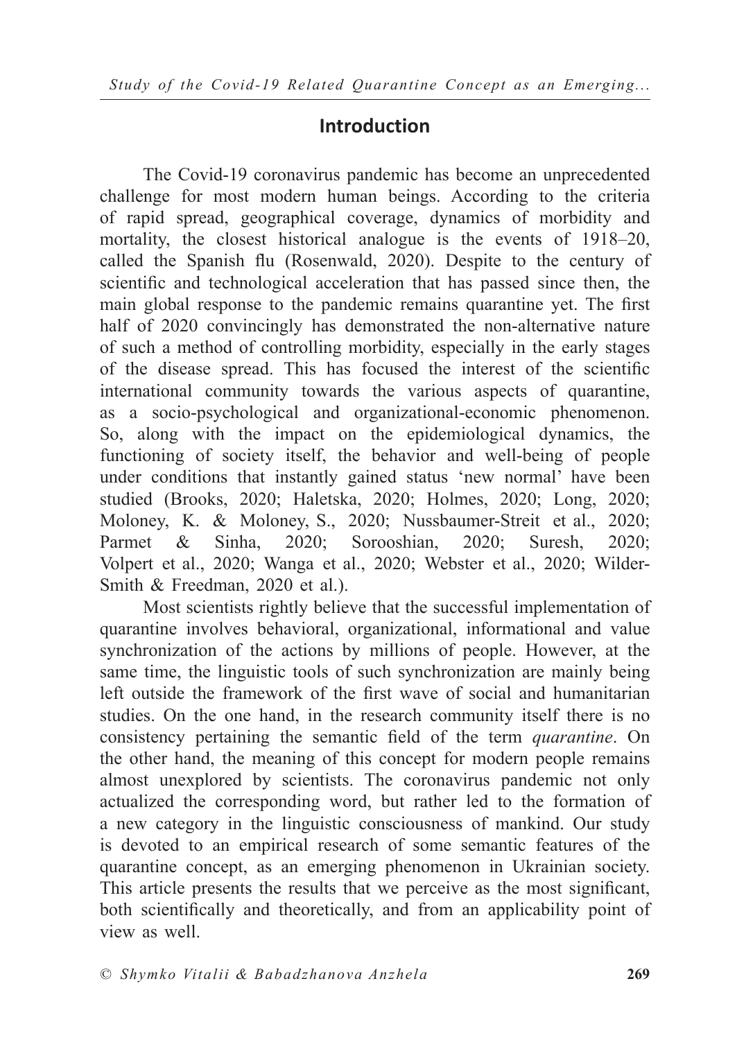## Introduction

The Covid-19 coronavirus pandemic has become an unprecedented challenge for most modern human beings. According to the criteria of rapid spread, geographical coverage, dynamics of morbidity and mortality, the closest historical analogue is the events of 1918–20, called the Spanish flu (Rosenwald, 2020). Despite to the century of scientific and technological acceleration that has passed since then, the main global response to the pandemic remains quarantine yet. The first half of 2020 convincingly has demonstrated the non-alternative nature of such a method of controlling morbidity, especially in the early stages of the disease spread. This has focused the interest of the scientific international community towards the various aspects of quarantine, as a socio-psychological and organizational-economic phenomenon. So, along with the impact on the epidemiological dynamics, the functioning of society itself, the behavior and well-being of people under conditions that instantly gained status 'new normal' have been studied (Brooks, 2020; Haletska, 2020; Holmes, 2020; Long, 2020; Moloney, K. & Moloney, S., 2020; Nussbaumer-Streit et al., 2020; Parmet & Sinha, 2020; Sorooshian, 2020; Suresh, 2020; Volpert et al., 2020; Wanga et al., 2020; Webster et al., 2020; Wilder-Smith & Freedman, 2020 et al.).

Most scientists rightly believe that the successful implementation of quarantine involves behavioral, organizational, informational and value synchronization of the actions by millions of people. However, at the same time, the linguistic tools of such synchronization are mainly being left outside the framework of the first wave of social and humanitarian studies. On the one hand, in the research community itself there is no consistency pertaining the semantic field of the term *quarantine*. On the other hand, the meaning of this concept for modern people remains almost unexplored by scientists. The coronavirus pandemic not only actualized the corresponding word, but rather led to the formation of a new category in the linguistic consciousness of mankind. Our study is devoted to an empirical research of some semantic features of the quarantine concept, as an emerging phenomenon in Ukrainian society. This article presents the results that we perceive as the most significant, both scientifically and theoretically, and from an applicability point of view as well.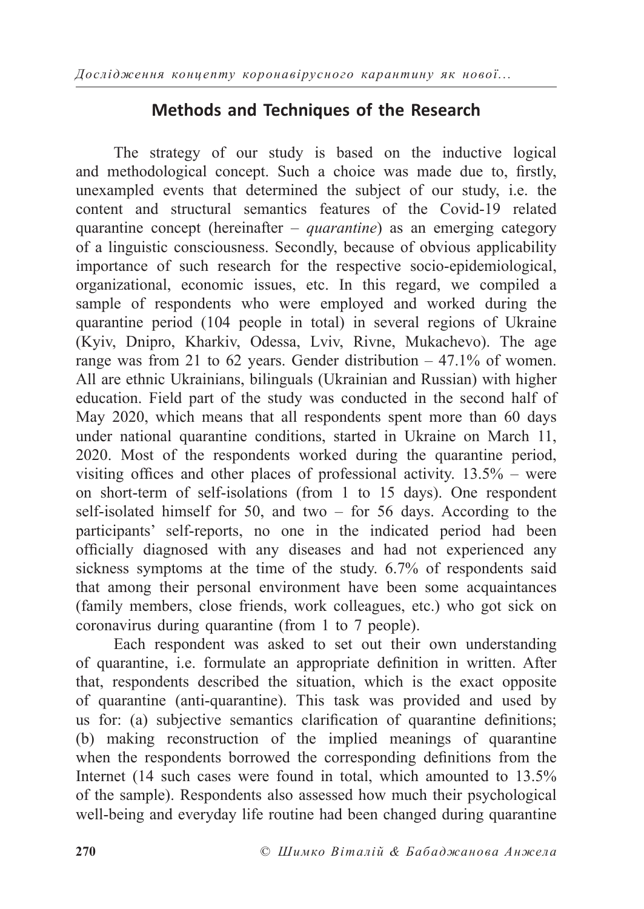## Methods and Techniques of the Research

The strategy of our study is based on the inductive logical and methodological concept. Such a choice was made due to, firstly, unexampled events that determined the subject of our study, i.e. the content and structural semantics features of the Covid-19 related quarantine concept (hereinafter – *quarantine*) as an emerging category of a linguistic consciousness. Secondly, because of obvious applicability importance of such research for the respective socio-epidemiological, organizational, economic issues, etc. In this regard, we compiled a sample of respondents who were employed and worked during the quarantine period (104 people in total) in several regions of Ukraine (Kyiv, Dnipro, Kharkiv, Odessa, Lviv, Rivne, Mukachevo). The age range was from 21 to 62 years. Gender distribution – 47.1% of women. All are ethnic Ukrainians, bilinguals (Ukrainian and Russian) with higher education. Field part of the study was conducted in the second half of May 2020, which means that all respondents spent more than 60 days under national quarantine conditions, started in Ukraine on March 11, 2020. Most of the respondents worked during the quarantine period, visiting offices and other places of professional activity. 13.5% – were on short-term of self-isolations (from 1 to 15 days). One respondent self-isolated himself for 50, and two – for 56 days. According to the participants' self-reports, no one in the indicated period had been officially diagnosed with any diseases and had not experienced any sickness symptoms at the time of the study. 6.7% of respondents said that among their personal environment have been some acquaintances (family members, close friends, work colleagues, etc.) who got sick on coronavirus during quarantine (from 1 to 7 people).

Each respondent was asked to set out their own understanding of quarantine, i.e. formulate an appropriate definition in written. After that, respondents described the situation, which is the exact opposite of quarantine (anti-quarantine). This task was provided and used by us for: (a) subjective semantics clarification of quarantine definitions; (b) making reconstruction of the implied meanings of quarantine when the respondents borrowed the corresponding definitions from the Internet (14 such cases were found in total, which amounted to 13.5% of the sample). Respondents also assessed how much their psychological well-being and everyday life routine had been changed during quarantine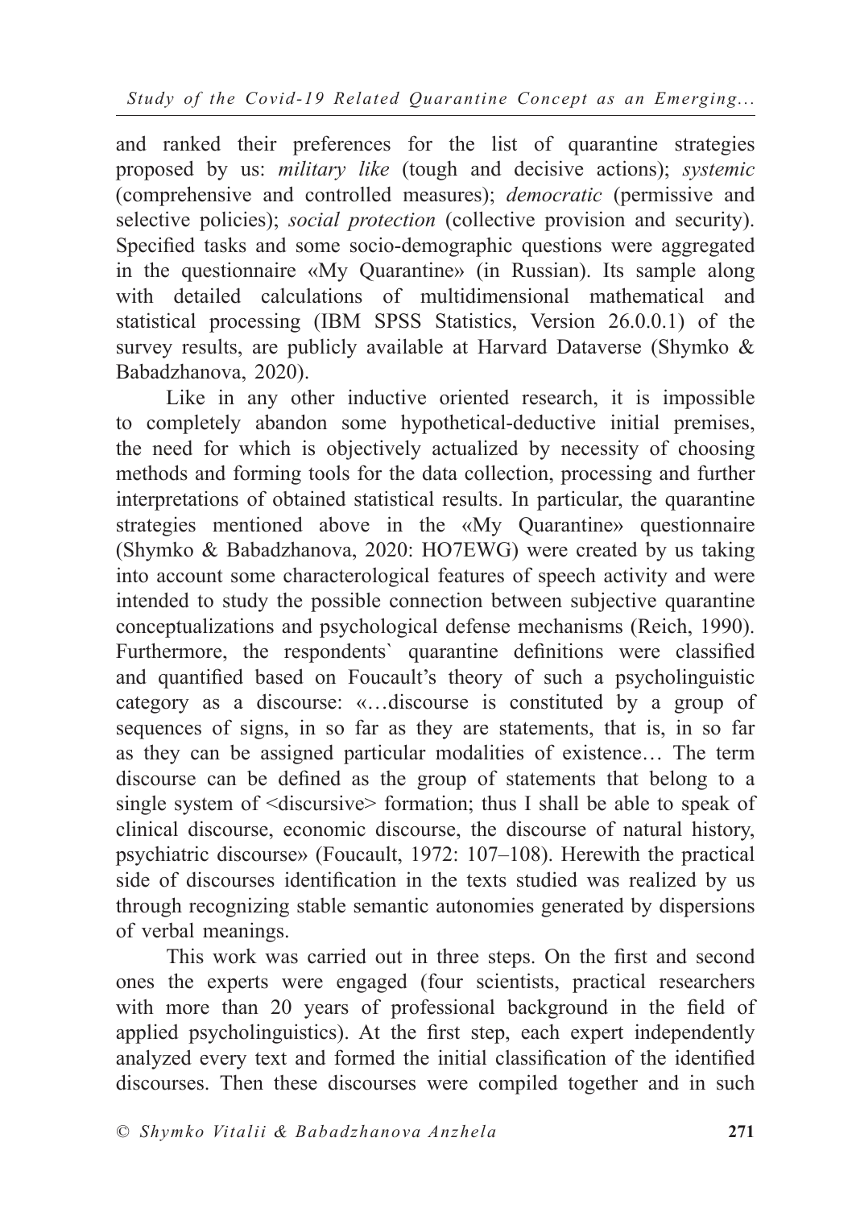and ranked their preferences for the list of quarantine strategies proposed by us: *military like* (tough and decisive actions); *systemic* (comprehensive and controlled measures); *democratic* (permissive and selective policies); *social protection* (collective provision and security). Specified tasks and some socio-demographic questions were aggregated in the questionnaire «My Quarantine» (in Russian). Its sample along with detailed calculations of multidimensional mathematical and statistical processing (IBM SPSS Statistics, Version 26.0.0.1) of the survey results, are publicly available at Harvard Dataverse (Shymko & Babadzhanova, 2020).

Like in any other inductive oriented research, it is impossible to completely abandon some hypothetical-deductive initial premises, the need for which is objectively actualized by necessity of choosing methods and forming tools for the data collection, processing and further interpretations of obtained statistical results. In particular, the quarantine strategies mentioned above in the «My Quarantine» questionnaire (Shymko & Babadzhanova, 2020: HO7EWG) were created by us taking into account some characterological features of speech activity and were intended to study the possible connection between subjective quarantine conceptualizations and psychological defense mechanisms (Reich, 1990). Furthermore, the respondents` quarantine definitions were classified and quantified based on Foucault's theory of such a psycholinguistic category as a discourse: «…discourse is constituted by a group of sequences of signs, in so far as they are statements, that is, in so far as they can be assigned particular modalities of existence… The term discourse can be defined as the group of statements that belong to a single system of <discursive> formation; thus I shall be able to speak of clinical discourse, economic discourse, the discourse of natural history, psychiatric discourse» (Foucault, 1972: 107–108). Herewith the practical side of discourses identification in the texts studied was realized by us through recognizing stable semantic autonomies generated by dispersions of verbal meanings.

This work was carried out in three steps. On the first and second ones the experts were engaged (four scientists, practical researchers with more than 20 years of professional background in the field of applied psycholinguistics). At the first step, each expert independently analyzed every text and formed the initial classification of the identified discourses. Then these discourses were compiled together and in such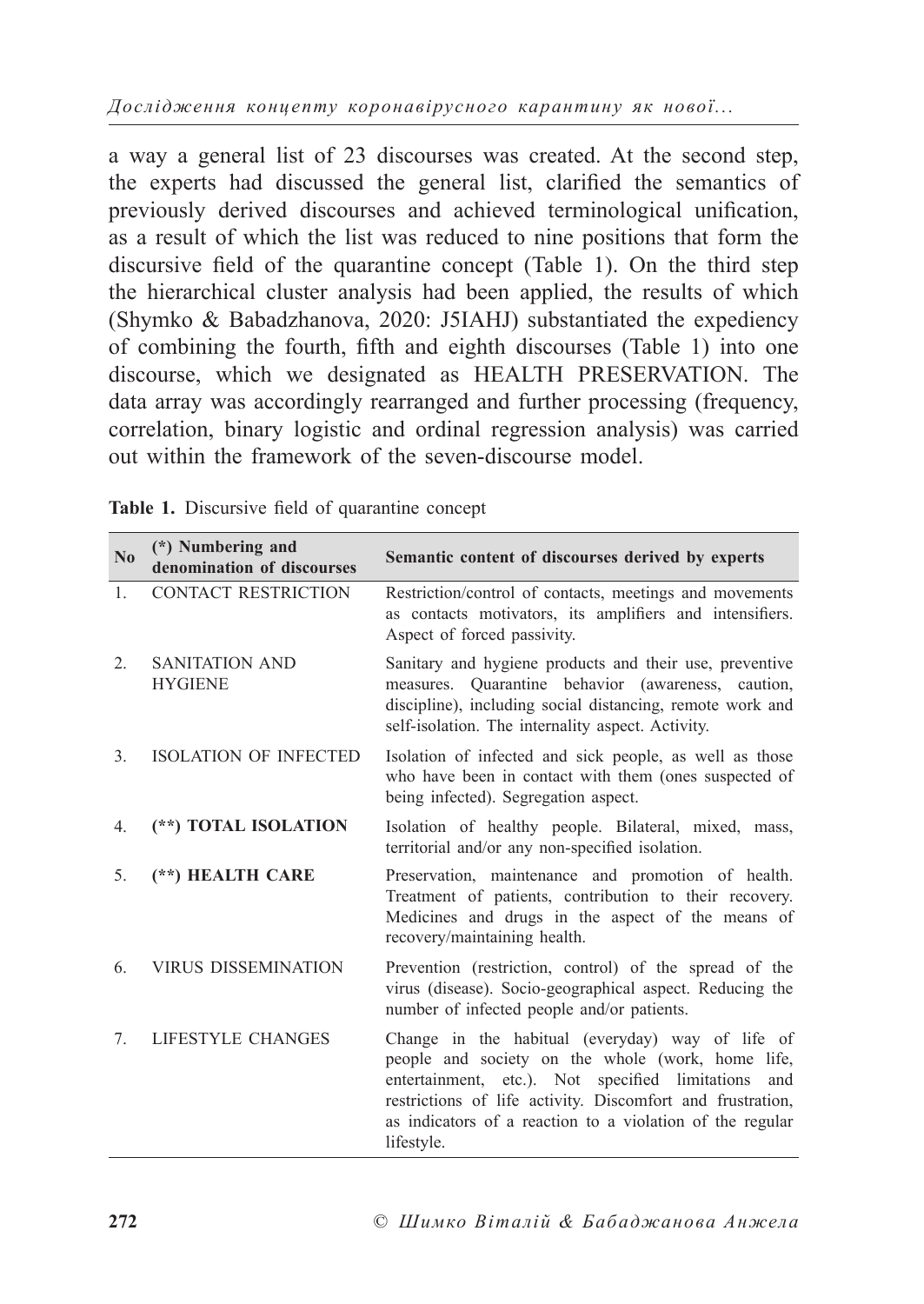a way a general list of 23 discourses was created. At the second step, the experts had discussed the general list, clarified the semantics of previously derived discourses and achieved terminological unification, as a result of which the list was reduced to nine positions that form the discursive field of the quarantine concept (Table 1). On the third step the hierarchical cluster analysis had been applied, the results of which (Shymko & Babadzhanova, 2020: J5IAHJ) substantiated the expediency of combining the fourth, fifth and eighth discourses (Table 1) into one discourse, which we designated as HEALTH PRESERVATION. The data array was accordingly rearranged and further processing (frequency, correlation, binary logistic and ordinal regression analysis) was carried out within the framework of the seven-discourse model.

**Table 1.** Discursive field of quarantine concept

| No | (*) Numbering and denomination of discourses | Semantic content of discourses derived by experts |
|---|---|---|
| 1. | CONTACT RESTRICTION | Restriction/control of contacts, meetings and movements as contacts motivators, its amplifiers and intensifiers. Aspect of forced passivity. |
| 2. | SANITATION AND HYGIENE | Sanitary and hygiene products and their use, preventive measures. Quarantine behavior (awareness, caution, discipline), including social distancing, remote work and self-isolation. The internality aspect. Activity. |
| 3. | ISOLATION OF INFECTED | Isolation of infected and sick people, as well as those who have been in contact with them (ones suspected of being infected). Segregation aspect. |
| 4. | **(**) TOTAL ISOLATION** | Isolation of healthy people. Bilateral, mixed, mass, territorial and/or any non-specified isolation. |
| 5. | **(**) HEALTH CARE** | Preservation, maintenance and promotion of health. Treatment of patients, contribution to their recovery. Medicines and drugs in the aspect of the means of recovery/maintaining health. |
| 6. | VIRUS DISSEMINATION | Prevention (restriction, control) of the spread of the virus (disease). Socio-geographical aspect. Reducing the number of infected people and/or patients. |
| 7. | LIFESTYLE CHANGES | Change in the habitual (everyday) way of life of people and society on the whole (work, home life, entertainment, etc.). Not specified limitations and restrictions of life activity. Discomfort and frustration, as indicators of a reaction to a violation of the regular lifestyle. |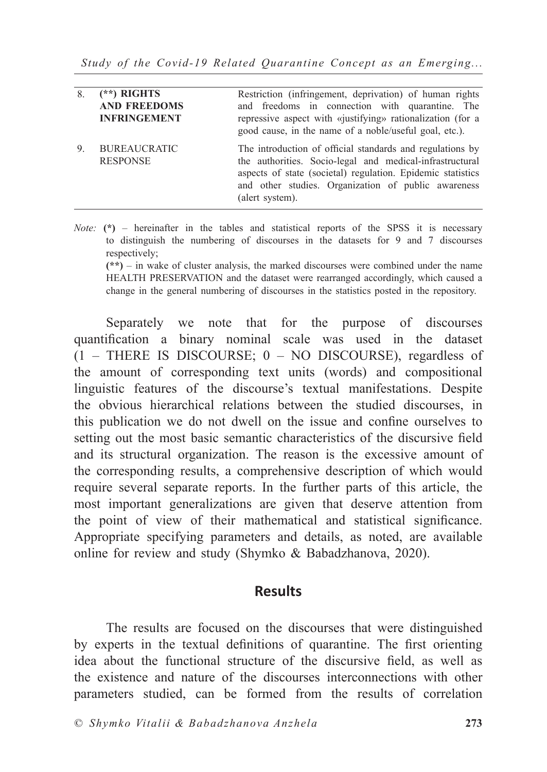| 8. | (**) RIGHTS AND FREEDOMS INFRINGEMENT | Restriction (infringement, deprivation) of human rights and freedoms in connection with quarantine. The repressive aspect with «justifying» rationalization (for a good cause, in the name of a noble/useful goal, etc.). |
|---|---|---|
| 9. | BUREAUCRATIC RESPONSE | The introduction of official standards and regulations by the authorities. Socio-legal and medical-infrastructural aspects of state (societal) regulation. Epidemic statistics and other studies. Organization of public awareness (alert system). |

*Note:* **(*)** – hereinafter in the tables and statistical reports of the SPSS it is necessary to distinguish the numbering of discourses in the datasets for 9 and 7 discourses respectively;
**(**)** – in wake of cluster analysis, the marked discourses were combined under the name HEALTH PRESERVATION and the dataset were rearranged accordingly, which caused a change in the general numbering of discourses in the statistics posted in the repository.

Separately we note that for the purpose of discourses quantification a binary nominal scale was used in the dataset (1 – THERE IS DISCOURSE; 0 – NO DISCOURSE), regardless of the amount of corresponding text units (words) and compositional linguistic features of the discourse's textual manifestations. Despite the obvious hierarchical relations between the studied discourses, in this publication we do not dwell on the issue and confine ourselves to setting out the most basic semantic characteristics of the discursive field and its structural organization. The reason is the excessive amount of the corresponding results, a comprehensive description of which would require several separate reports. In the further parts of this article, the most important generalizations are given that deserve attention from the point of view of their mathematical and statistical significance. Appropriate specifying parameters and details, as noted, are available online for review and study (Shymko & Babadzhanova, 2020).

## Results

The results are focused on the discourses that were distinguished by experts in the textual definitions of quarantine. The first orienting idea about the functional structure of the discursive field, as well as the existence and nature of the discourses interconnections with other parameters studied, can be formed from the results of correlation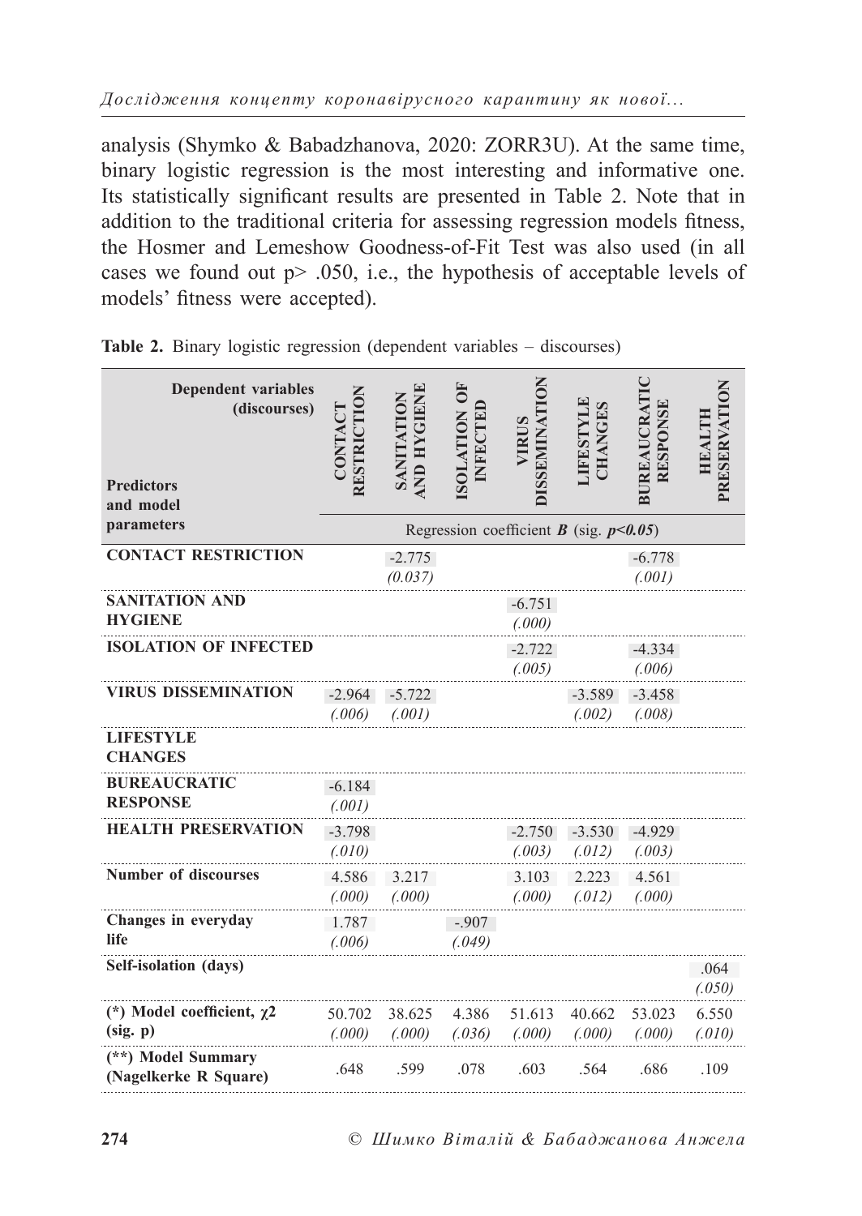analysis (Shymko & Babadzhanova, 2020: ZORR3U). At the same time, binary logistic regression is the most interesting and informative one. Its statistically significant results are presented in Table 2. Note that in addition to the traditional criteria for assessing regression models fitness, the Hosmer and Lemeshow Goodness-of-Fit Test was also used (in all cases we found out p> .050, i.e., the hypothesis of acceptable levels of models' fitness were accepted).

**Table 2.** Binary logistic regression (dependent variables – discourses)

| Dependent variables (discourses) / Predictors and model parameters | CONTACT RESTRICTION | SANITATION AND HYGIENE | ISOLATION OF INFECTED | VIRUS DISSEMINATION | LIFESTYLE CHANGES | BUREAUCRATIC RESPONSE | HEALTH PRESERVATION |
|---|---|---|---|---|---|---|---|
| | Regression coefficient ***B*** (sig. ***p<0.05***) | | | | | | |
| **CONTACT RESTRICTION** | | -2.775 *(0.037)* | | | | -6.778 *(.001)* | |
| **SANITATION AND HYGIENE** | | | | -6.751 *(.000)* | | | |
| **ISOLATION OF INFECTED** | | | | -2.722 *(.005)* | | -4.334 *(.006)* | |
| **VIRUS DISSEMINATION** | -2.964 *(.006)* | -5.722 *(.001)* | | | -3.589 *(.002)* | -3.458 *(.008)* | |
| **LIFESTYLE CHANGES** | | | | | | | |
| **BUREAUCRATIC RESPONSE** | -6.184 *(.001)* | | | | | | |
| **HEALTH PRESERVATION** | -3.798 *(.010)* | | | -2.750 *(.003)* | -3.530 *(.012)* | -4.929 *(.003)* | |
| **Number of discourses** | 4.586 *(.000)* | 3.217 *(.000)* | | 3.103 *(.000)* | 2.223 *(.012)* | 4.561 *(.000)* | |
| **Changes in everyday life** | 1.787 *(.006)* | | -.907 *(.049)* | | | | |
| **Self-isolation (days)** | | | | | | | .064 *(.050)* |
| **(\*) Model coefficient, $\chi 2$ (sig. p)** | 50.702 *(.000)* | 38.625 *(.000)* | 4.386 *(.036)* | 51.613 *(.000)* | 40.662 *(.000)* | 53.023 *(.000)* | 6.550 *(.010)* |
| **(\*\*) Model Summary (Nagelkerke R Square)** | .648 | .599 | .078 | .603 | .564 | .686 | .109 |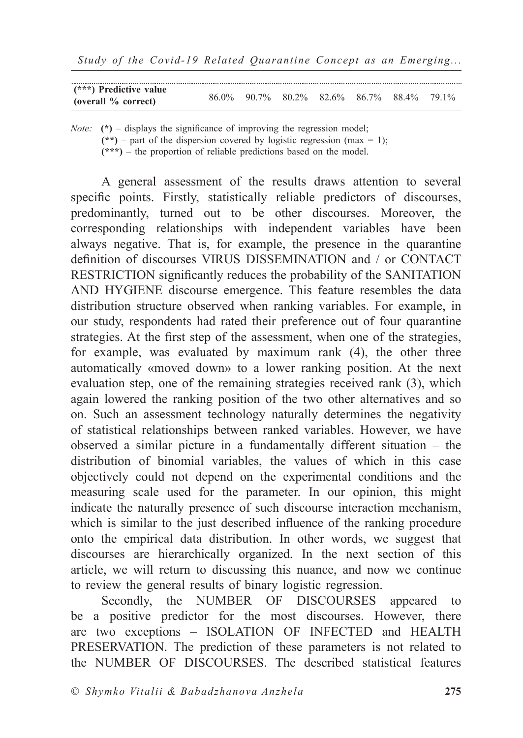| (***) Predictive value (overall % correct) | 86.0% | 90.7% | 80.2% | 82.6% | 86.7% | 88.4% | 79.1% |
|---|---|---|---|---|---|---|---|

*Note:* **(*)** – displays the significance of improving the regression model;
**(**)** – part of the dispersion covered by logistic regression (max = 1);
**(***)** – the proportion of reliable predictions based on the model.

A general assessment of the results draws attention to several specific points. Firstly, statistically reliable predictors of discourses, predominantly, turned out to be other discourses. Moreover, the corresponding relationships with independent variables have been always negative. That is, for example, the presence in the quarantine definition of discourses VIRUS DISSEMINATION and / or CONTACT RESTRICTION significantly reduces the probability of the SANITATION AND HYGIENE discourse emergence. This feature resembles the data distribution structure observed when ranking variables. For example, in our study, respondents had rated their preference out of four quarantine strategies. At the first step of the assessment, when one of the strategies, for example, was evaluated by maximum rank (4), the other three automatically «moved down» to a lower ranking position. At the next evaluation step, one of the remaining strategies received rank (3), which again lowered the ranking position of the two other alternatives and so on. Such an assessment technology naturally determines the negativity of statistical relationships between ranked variables. However, we have observed a similar picture in a fundamentally different situation – the distribution of binomial variables, the values of which in this case objectively could not depend on the experimental conditions and the measuring scale used for the parameter. In our opinion, this might indicate the naturally presence of such discourse interaction mechanism, which is similar to the just described influence of the ranking procedure onto the empirical data distribution. In other words, we suggest that discourses are hierarchically organized. In the next section of this article, we will return to discussing this nuance, and now we continue to review the general results of binary logistic regression.

Secondly, the NUMBER OF DISCOURSES appeared to be a positive predictor for the most discourses. However, there are two exceptions – ISOLATION OF INFECTED and HEALTH PRESERVATION. The prediction of these parameters is not related to the NUMBER OF DISCOURSES. The described statistical features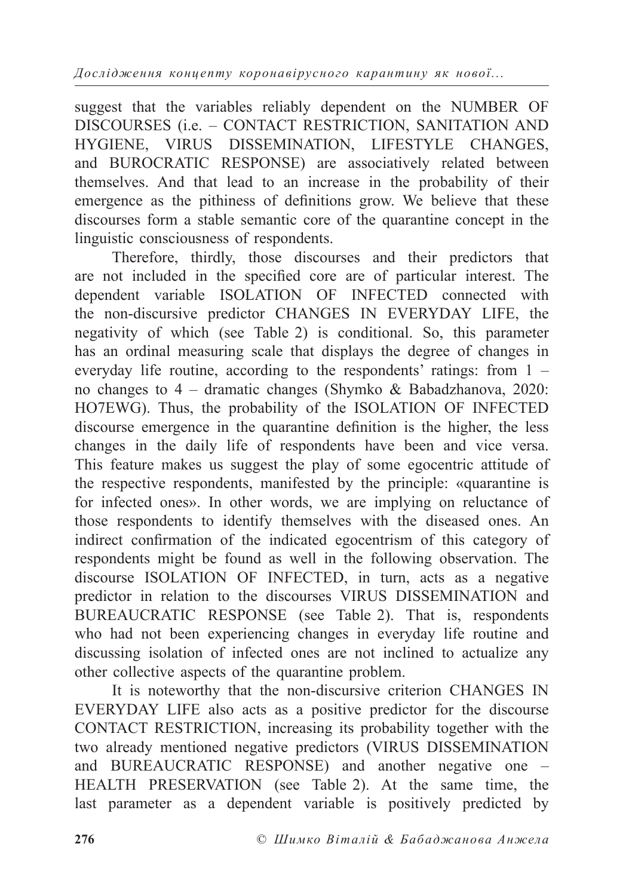suggest that the variables reliably dependent on the NUMBER OF DISCOURSES (i.e. – CONTACT RESTRICTION, SANITATION AND HYGIENE, VIRUS DISSEMINATION, LIFESTYLE CHANGES, and BUROCRATIC RESPONSE) are associatively related between themselves. And that lead to an increase in the probability of their emergence as the pithiness of definitions grow. We believe that these discourses form a stable semantic core of the quarantine concept in the linguistic consciousness of respondents.

Therefore, thirdly, those discourses and their predictors that are not included in the specified core are of particular interest. The dependent variable ISOLATION OF INFECTED connected with the non-discursive predictor CHANGES IN EVERYDAY LIFE, the negativity of which (see Table 2) is conditional. So, this parameter has an ordinal measuring scale that displays the degree of changes in everyday life routine, according to the respondents' ratings: from 1 – no changes to 4 – dramatic changes (Shymko & Babadzhanova, 2020: HO7EWG). Thus, the probability of the ISOLATION OF INFECTED discourse emergence in the quarantine definition is the higher, the less changes in the daily life of respondents have been and vice versa. This feature makes us suggest the play of some egocentric attitude of the respective respondents, manifested by the principle: «quarantine is for infected ones». In other words, we are implying on reluctance of those respondents to identify themselves with the diseased ones. An indirect confirmation of the indicated egocentrism of this category of respondents might be found as well in the following observation. The discourse ISOLATION OF INFECTED, in turn, acts as a negative predictor in relation to the discourses VIRUS DISSEMINATION and BUREAUCRATIC RESPONSE (see Table 2). That is, respondents who had not been experiencing changes in everyday life routine and discussing isolation of infected ones are not inclined to actualize any other collective aspects of the quarantine problem.

It is noteworthy that the non-discursive criterion CHANGES IN EVERYDAY LIFE also acts as a positive predictor for the discourse CONTACT RESTRICTION, increasing its probability together with the two already mentioned negative predictors (VIRUS DISSEMINATION and BUREAUCRATIC RESPONSE) and another negative one – HEALTH PRESERVATION (see Table 2). At the same time, the last parameter as a dependent variable is positively predicted by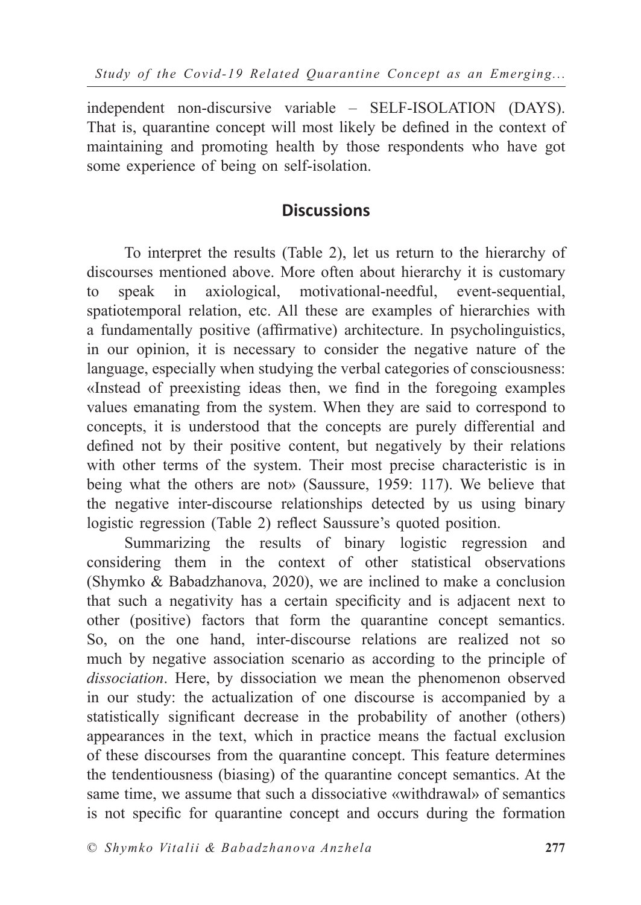independent non-discursive variable – SELF-ISOLATION (DAYS). That is, quarantine concept will most likely be defined in the context of maintaining and promoting health by those respondents who have got some experience of being on self-isolation.

## Discussions

To interpret the results (Table 2), let us return to the hierarchy of discourses mentioned above. More often about hierarchy it is customary to speak in axiological, motivational-needful, event-sequential, spatiotemporal relation, etc. All these are examples of hierarchies with a fundamentally positive (affirmative) architecture. In psycholinguistics, in our opinion, it is necessary to consider the negative nature of the language, especially when studying the verbal categories of consciousness: «Instead of preexisting ideas then, we find in the foregoing examples values emanating from the system. When they are said to correspond to concepts, it is understood that the concepts are purely differential and defined not by their positive content, but negatively by their relations with other terms of the system. Their most precise characteristic is in being what the others are not» (Saussure, 1959: 117). We believe that the negative inter-discourse relationships detected by us using binary logistic regression (Table 2) reflect Saussure's quoted position.

Summarizing the results of binary logistic regression and considering them in the context of other statistical observations (Shymko & Babadzhanova, 2020), we are inclined to make a conclusion that such a negativity has a certain specificity and is adjacent next to other (positive) factors that form the quarantine concept semantics. So, on the one hand, inter-discourse relations are realized not so much by negative association scenario as according to the principle of *dissociation*. Here, by dissociation we mean the phenomenon observed in our study: the actualization of one discourse is accompanied by a statistically significant decrease in the probability of another (others) appearances in the text, which in practice means the factual exclusion of these discourses from the quarantine concept. This feature determines the tendentiousness (biasing) of the quarantine concept semantics. At the same time, we assume that such a dissociative «withdrawal» of semantics is not specific for quarantine concept and occurs during the formation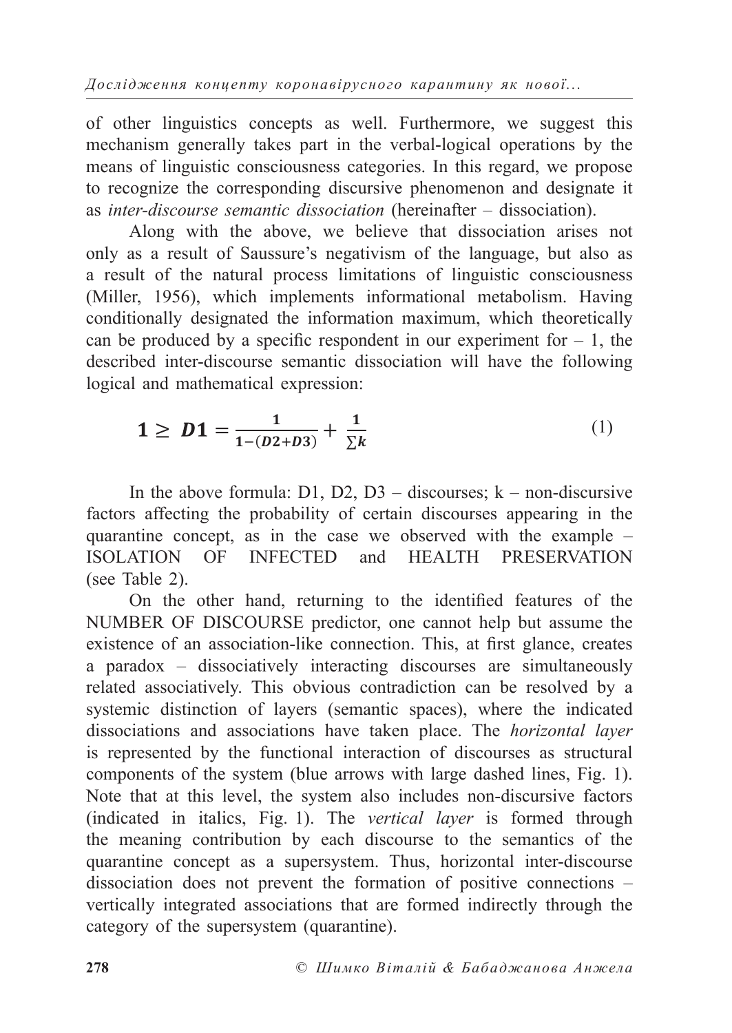of other linguistics concepts as well. Furthermore, we suggest this mechanism generally takes part in the verbal-logical operations by the means of linguistic consciousness categories. In this regard, we propose to recognize the corresponding discursive phenomenon and designate it as *inter-discourse semantic dissociation* (hereinafter – dissociation).

Along with the above, we believe that dissociation arises not only as a result of Saussure's negativism of the language, but also as a result of the natural process limitations of linguistic consciousness (Miller, 1956), which implements informational metabolism. Having conditionally designated the information maximum, which theoretically can be produced by a specific respondent in our experiment for – 1, the described inter-discourse semantic dissociation will have the following logical and mathematical expression:

$$\mathbf{1} \geq \boldsymbol{D1} = \frac{\mathbf{1}}{\mathbf{1}-(\boldsymbol{D2}+\boldsymbol{D3})} + \frac{\mathbf{1}}{\sum \boldsymbol{k}} \tag{1}$$

In the above formula: D1, D2, D3 – discourses; k – non-discursive factors affecting the probability of certain discourses appearing in the quarantine concept, as in the case we observed with the example – ISOLATION OF INFECTED and HEALTH PRESERVATION (see Table 2).

On the other hand, returning to the identified features of the NUMBER OF DISCOURSE predictor, one cannot help but assume the existence of an association-like connection. This, at first glance, creates a paradox – dissociatively interacting discourses are simultaneously related associatively. This obvious contradiction can be resolved by a systemic distinction of layers (semantic spaces), where the indicated dissociations and associations have taken place. The *horizontal layer* is represented by the functional interaction of discourses as structural components of the system (blue arrows with large dashed lines, Fig. 1). Note that at this level, the system also includes non-discursive factors (indicated in italics, Fig. 1). The *vertical layer* is formed through the meaning contribution by each discourse to the semantics of the quarantine concept as a supersystem. Thus, horizontal inter-discourse dissociation does not prevent the formation of positive connections – vertically integrated associations that are formed indirectly through the category of the supersystem (quarantine).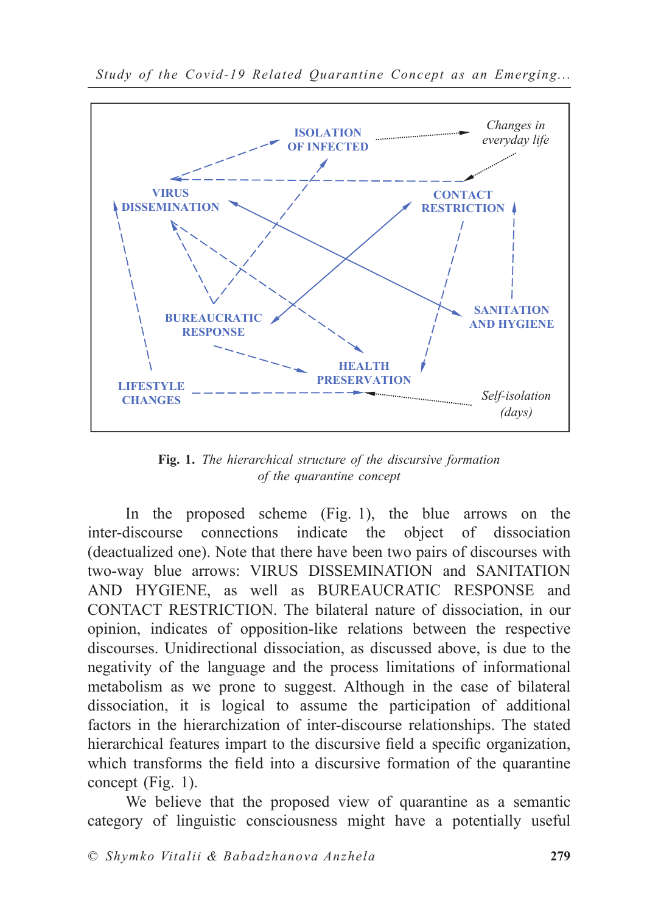**Fig. 1.** *The hierarchical structure of the discursive formation of the quarantine concept*

In the proposed scheme (Fig. 1), the blue arrows on the inter-discourse connections indicate the object of dissociation (deactualized one). Note that there have been two pairs of discourses with two-way blue arrows: VIRUS DISSEMINATION and SANITATION AND HYGIENE, as well as BUREAUCRATIC RESPONSE and CONTACT RESTRICTION. The bilateral nature of dissociation, in our opinion, indicates of opposition-like relations between the respective discourses. Unidirectional dissociation, as discussed above, is due to the negativity of the language and the process limitations of informational metabolism as we prone to suggest. Although in the case of bilateral dissociation, it is logical to assume the participation of additional factors in the hierarchization of inter-discourse relationships. The stated hierarchical features impart to the discursive field a specific organization, which transforms the field into a discursive formation of the quarantine concept (Fig. 1).

We believe that the proposed view of quarantine as a semantic category of linguistic consciousness might have a potentially useful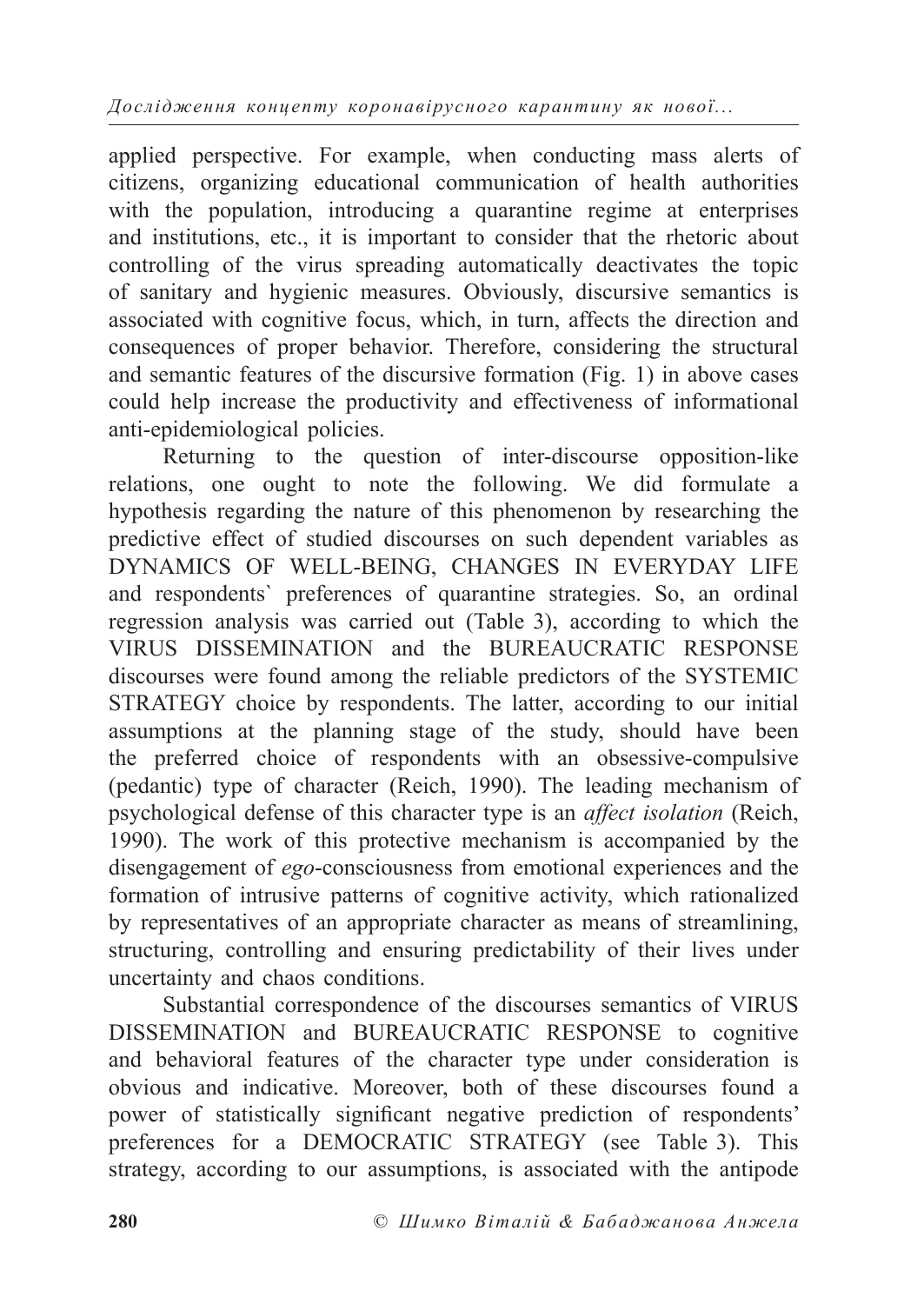applied perspective. For example, when conducting mass alerts of citizens, organizing educational communication of health authorities with the population, introducing a quarantine regime at enterprises and institutions, etc., it is important to consider that the rhetoric about controlling of the virus spreading automatically deactivates the topic of sanitary and hygienic measures. Obviously, discursive semantics is associated with cognitive focus, which, in turn, affects the direction and consequences of proper behavior. Therefore, considering the structural and semantic features of the discursive formation (Fig. 1) in above cases could help increase the productivity and effectiveness of informational anti-epidemiological policies.

Returning to the question of inter-discourse opposition-like relations, one ought to note the following. We did formulate a hypothesis regarding the nature of this phenomenon by researching the predictive effect of studied discourses on such dependent variables as DYNAMICS OF WELL-BEING, CHANGES IN EVERYDAY LIFE and respondents` preferences of quarantine strategies. So, an ordinal regression analysis was carried out (Table 3), according to which the VIRUS DISSEMINATION and the BUREAUCRATIC RESPONSE discourses were found among the reliable predictors of the SYSTEMIC STRATEGY choice by respondents. The latter, according to our initial assumptions at the planning stage of the study, should have been the preferred choice of respondents with an obsessive-compulsive (pedantic) type of character (Reich, 1990). The leading mechanism of psychological defense of this character type is an *affect isolation* (Reich, 1990). The work of this protective mechanism is accompanied by the disengagement of *ego*-consciousness from emotional experiences and the formation of intrusive patterns of cognitive activity, which rationalized by representatives of an appropriate character as means of streamlining, structuring, controlling and ensuring predictability of their lives under uncertainty and chaos conditions.

Substantial correspondence of the discourses semantics of VIRUS DISSEMINATION and BUREAUCRATIC RESPONSE to cognitive and behavioral features of the character type under consideration is obvious and indicative. Moreover, both of these discourses found a power of statistically significant negative prediction of respondents' preferences for a DEMOCRATIC STRATEGY (see Table 3). This strategy, according to our assumptions, is associated with the antipode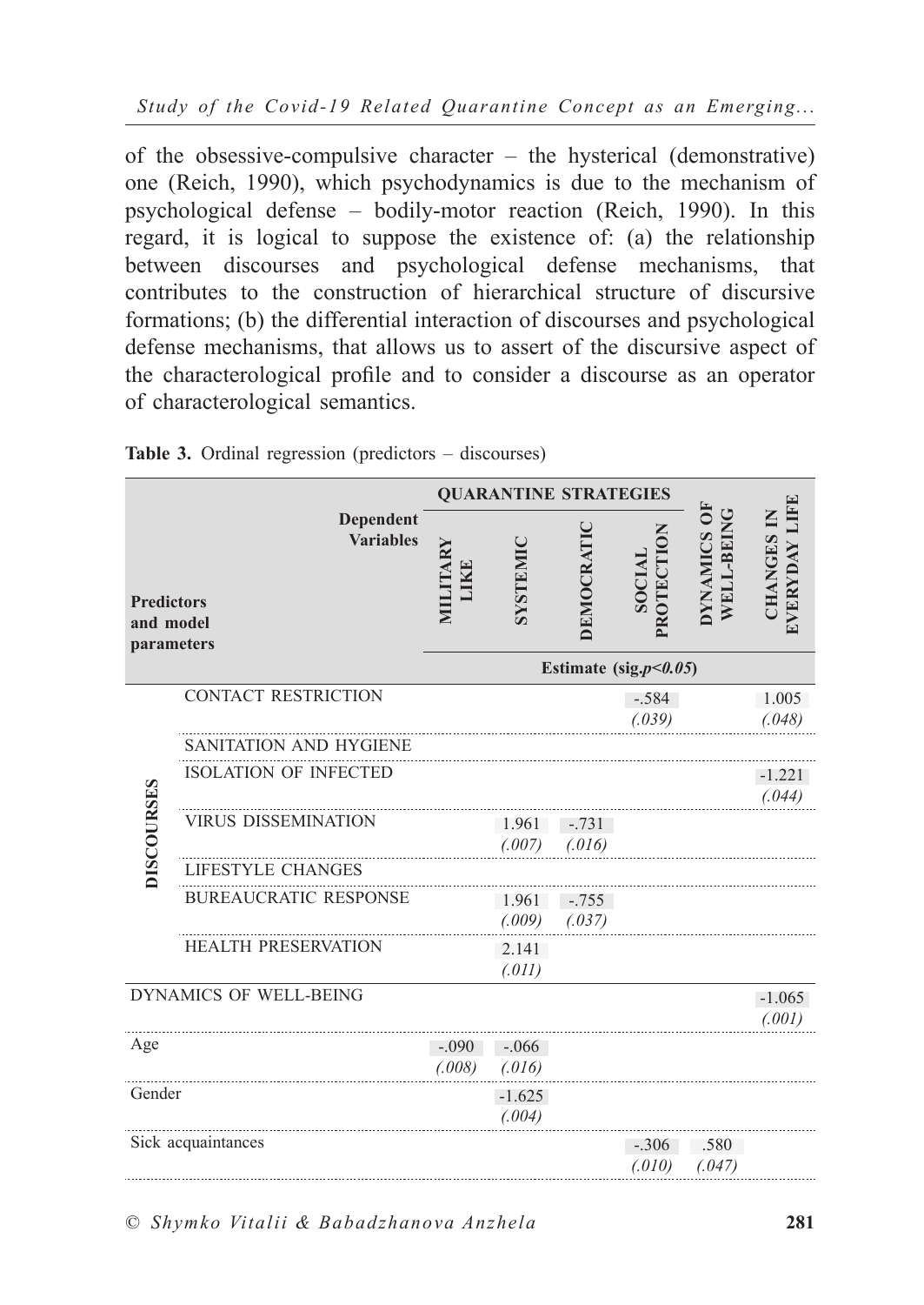of the obsessive-compulsive character – the hysterical (demonstrative) one (Reich, 1990), which psychodynamics is due to the mechanism of psychological defense – bodily-motor reaction (Reich, 1990). In this regard, it is logical to suppose the existence of: (a) the relationship between discourses and psychological defense mechanisms, that contributes to the construction of hierarchical structure of discursive formations; (b) the differential interaction of discourses and psychological defense mechanisms, that allows us to assert of the discursive aspect of the characterological profile and to consider a discourse as an operator of characterological semantics.

**Table 3.** Ordinal regression (predictors – discourses)

| Predictors and model parameters | | QUARANTINE STRATEGIES: MILITARY LIKE | QUARANTINE STRATEGIES: SYSTEMIC | QUARANTINE STRATEGIES: DEMOCRATIC | QUARANTINE STRATEGIES: SOCIAL PROTECTION | DYNAMICS OF WELL-BEING | CHANGES IN EVERYDAY LIFE |
|---|---|---|---|---|---|---|---|
| | | Estimate (sig.$p<0.05$) | | | | | |
| DISCOURSES | CONTACT RESTRICTION | | | | -.584 *(.039)* | | 1.005 *(.048)* |
| | SANITATION AND HYGIENE | | | | | | |
| | ISOLATION OF INFECTED | | | | | | -1.221 *(.044)* |
| | VIRUS DISSEMINATION | | 1.961 *(.007)* | -.731 *(.016)* | | | |
| | LIFESTYLE CHANGES | | | | | | |
| | BUREAUCRATIC RESPONSE | | 1.961 *(.009)* | -.755 *(.037)* | | | |
| | HEALTH PRESERVATION | | 2.141 *(.011)* | | | | |
| DYNAMICS OF WELL-BEING | | | | | | | -1.065 *(.001)* |
| Age | | -.090 *(.008)* | -.066 *(.016)* | | | | |
| Gender | | | -1.625 *(.004)* | | | | |
| Sick acquaintances | | | | | -.306 *(.010)* | .580 *(.047)* | |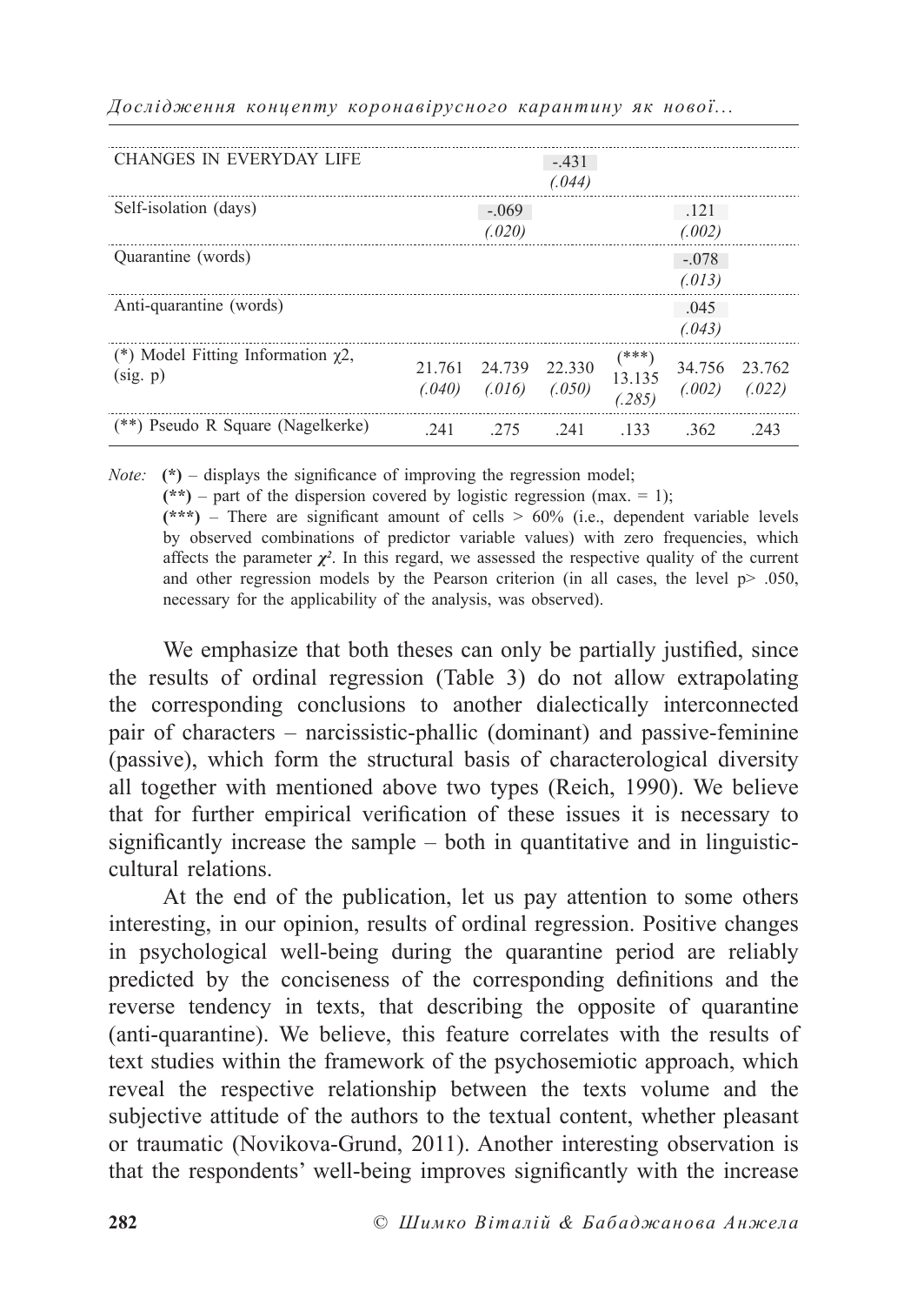| | | | | | | |
|---|---|---|---|---|---|---|
| CHANGES IN EVERYDAY LIFE | | | -.431 (.044) | | | |
| Self-isolation (days) | | -.069 (.020) | | | .121 (.002) | |
| Quarantine (words) | | | | | -.078 (.013) | |
| Anti-quarantine (words) | | | | | .045 (.043) | |
| (*) Model Fitting Information $\chi 2$, (sig. p) | 21.761 (.040) | 24.739 (.016) | 22.330 (.050) | (***) 13.135 (.285) | 34.756 (.002) | 23.762 (.022) |
| (**) Pseudo R Square (Nagelkerke) | .241 | .275 | .241 | .133 | .362 | .243 |

*Note:* **(*)** – displays the significance of improving the regression model;
**(**)** – part of the dispersion covered by logistic regression (max. = 1);
**(***)** – There are significant amount of cells > 60% (i.e., dependent variable levels by observed combinations of predictor variable values) with zero frequencies, which affects the parameter $\chi^2$. In this regard, we assessed the respective quality of the current and other regression models by the Pearson criterion (in all cases, the level p> .050, necessary for the applicability of the analysis, was observed).

We emphasize that both theses can only be partially justified, since the results of ordinal regression (Table 3) do not allow extrapolating the corresponding conclusions to another dialectically interconnected pair of characters – narcissistic-phallic (dominant) and passive-feminine (passive), which form the structural basis of characterological diversity all together with mentioned above two types (Reich, 1990). We believe that for further empirical verification of these issues it is necessary to significantly increase the sample – both in quantitative and in linguistic-cultural relations.

At the end of the publication, let us pay attention to some others interesting, in our opinion, results of ordinal regression. Positive changes in psychological well-being during the quarantine period are reliably predicted by the conciseness of the corresponding definitions and the reverse tendency in texts, that describing the opposite of quarantine (anti-quarantine). We believe, this feature correlates with the results of text studies within the framework of the psychosemiotic approach, which reveal the respective relationship between the texts volume and the subjective attitude of the authors to the textual content, whether pleasant or traumatic (Novikova-Grund, 2011). Another interesting observation is that the respondents' well-being improves significantly with the increase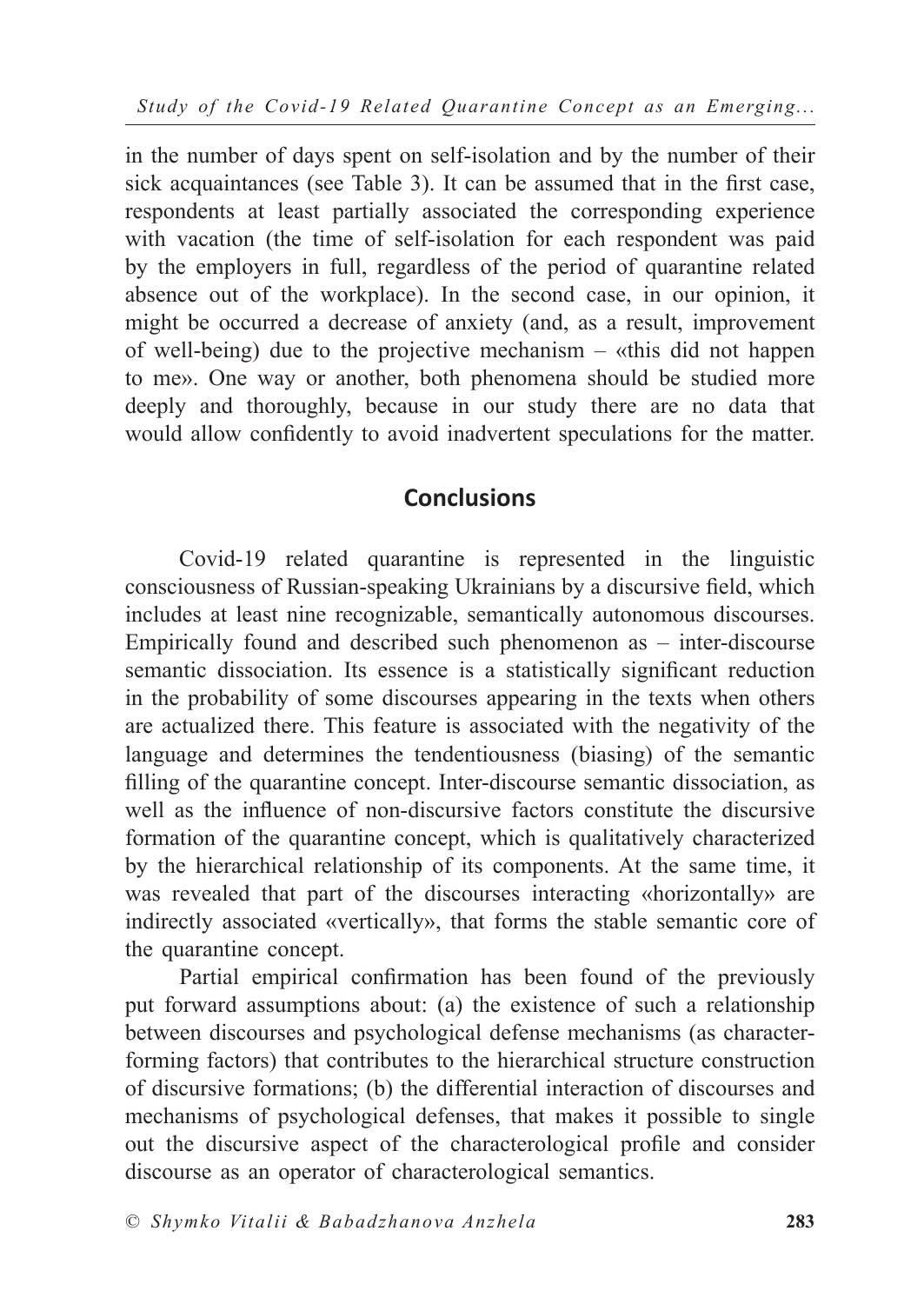in the number of days spent on self-isolation and by the number of their sick acquaintances (see Table 3). It can be assumed that in the first case, respondents at least partially associated the corresponding experience with vacation (the time of self-isolation for each respondent was paid by the employers in full, regardless of the period of quarantine related absence out of the workplace). In the second case, in our opinion, it might be occurred a decrease of anxiety (and, as a result, improvement of well-being) due to the projective mechanism – «this did not happen to me». One way or another, both phenomena should be studied more deeply and thoroughly, because in our study there are no data that would allow confidently to avoid inadvertent speculations for the matter.

## Conclusions

Covid-19 related quarantine is represented in the linguistic consciousness of Russian-speaking Ukrainians by a discursive field, which includes at least nine recognizable, semantically autonomous discourses. Empirically found and described such phenomenon as – inter-discourse semantic dissociation. Its essence is a statistically significant reduction in the probability of some discourses appearing in the texts when others are actualized there. This feature is associated with the negativity of the language and determines the tendentiousness (biasing) of the semantic filling of the quarantine concept. Inter-discourse semantic dissociation, as well as the influence of non-discursive factors constitute the discursive formation of the quarantine concept, which is qualitatively characterized by the hierarchical relationship of its components. At the same time, it was revealed that part of the discourses interacting «horizontally» are indirectly associated «vertically», that forms the stable semantic core of the quarantine concept.

Partial empirical confirmation has been found of the previously put forward assumptions about: (a) the existence of such a relationship between discourses and psychological defense mechanisms (as character-forming factors) that contributes to the hierarchical structure construction of discursive formations; (b) the differential interaction of discourses and mechanisms of psychological defenses, that makes it possible to single out the discursive aspect of the characterological profile and consider discourse as an operator of characterological semantics.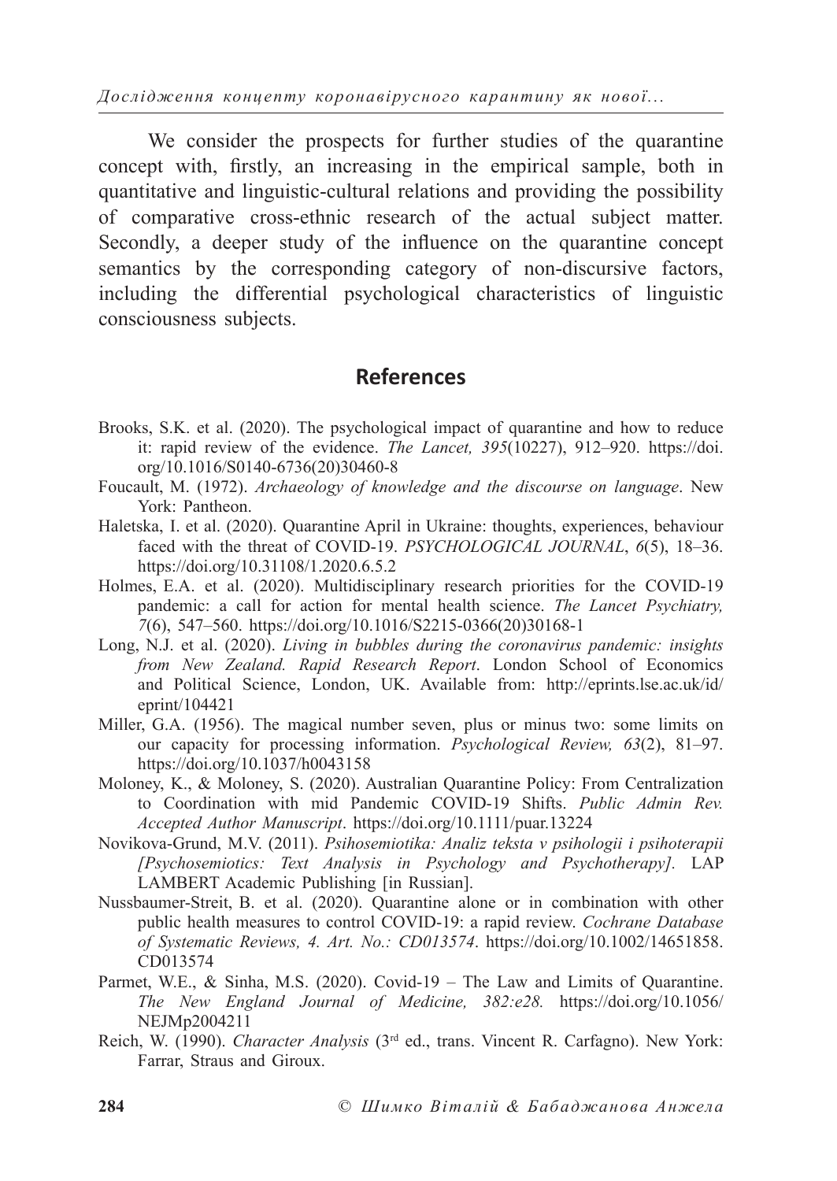We consider the prospects for further studies of the quarantine concept with, firstly, an increasing in the empirical sample, both in quantitative and linguistic-cultural relations and providing the possibility of comparative cross-ethnic research of the actual subject matter. Secondly, a deeper study of the influence on the quarantine concept semantics by the corresponding category of non-discursive factors, including the differential psychological characteristics of linguistic consciousness subjects.

## References

Brooks, S.K. et al. (2020). The psychological impact of quarantine and how to reduce it: rapid review of the evidence. *The Lancet, 395*(10227), 912–920. https://doi.org/10.1016/S0140-6736(20)30460-8

Foucault, M. (1972). *Archaeology of knowledge and the discourse on language*. New York: Pantheon.

Haletska, I. et al. (2020). Quarantine April in Ukraine: thoughts, experiences, behaviour faced with the threat of COVID-19. *PSYCHOLOGICAL JOURNAL*, *6*(5), 18–36. https://doi.org/10.31108/1.2020.6.5.2

Holmes, E.A. et al. (2020). Multidisciplinary research priorities for the COVID-19 pandemic: a call for action for mental health science. *The Lancet Psychiatry, 7*(6), 547–560. https://doi.org/10.1016/S2215-0366(20)30168-1

Long, N.J. et al. (2020). *Living in bubbles during the coronavirus pandemic: insights from New Zealand. Rapid Research Report*. London School of Economics and Political Science, London, UK. Available from: http://eprints.lse.ac.uk/id/eprint/104421

Miller, G.A. (1956). The magical number seven, plus or minus two: some limits on our capacity for processing information. *Psychological Review, 63*(2), 81–97. https://doi.org/10.1037/h0043158

Moloney, K., & Moloney, S. (2020). Australian Quarantine Policy: From Centralization to Coordination with mid Pandemic COVID-19 Shifts. *Public Admin Rev. Accepted Author Manuscript*. https://doi.org/10.1111/puar.13224

Novikova-Grund, M.V. (2011). *Psihosemiotika: Analiz teksta v psihologii i psihoterapii [Psychosemiotics: Text Analysis in Psychology and Psychotherapy].* LAP LAMBERT Academic Publishing [in Russian].

Nussbaumer-Streit, B. et al. (2020). Quarantine alone or in combination with other public health measures to control COVID-19: a rapid review. *Cochrane Database of Systematic Reviews, 4. Art. No.: CD013574*. https://doi.org/10.1002/14651858.CD013574

Parmet, W.E., & Sinha, M.S. (2020). Covid-19 – The Law and Limits of Quarantine. *The New England Journal of Medicine, 382:e28.* https://doi.org/10.1056/NEJMp2004211

Reich, W. (1990). *Character Analysis* (3rd ed., trans. Vincent R. Carfagno). New York: Farrar, Straus and Giroux.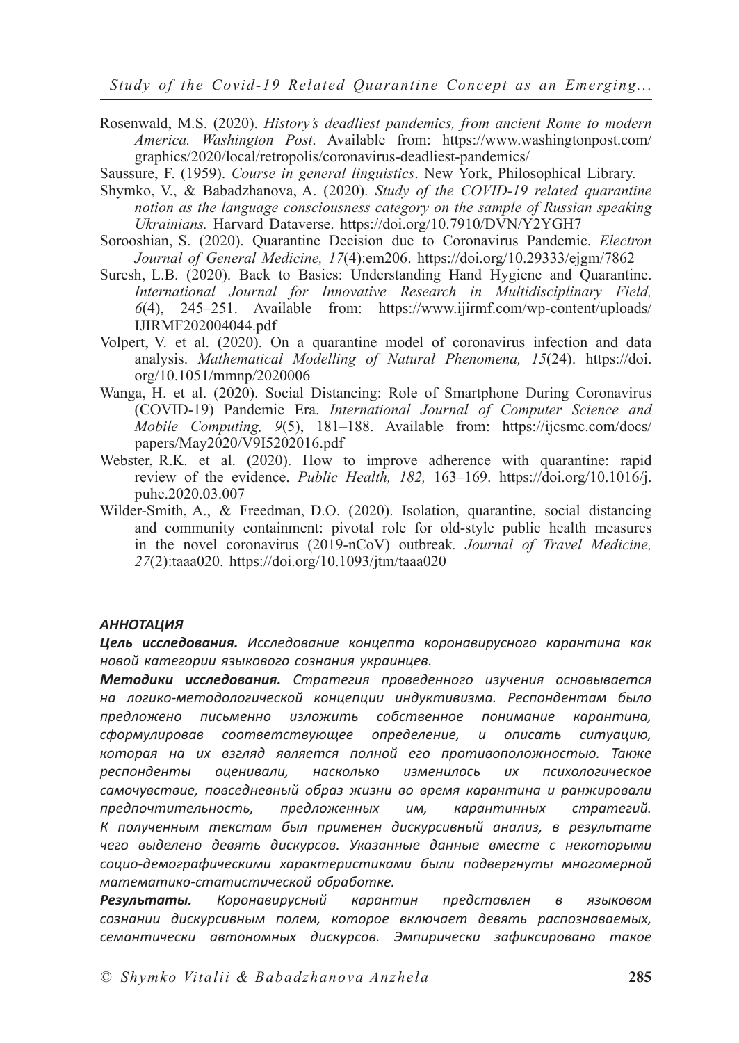Rosenwald, M.S. (2020). *History's deadliest pandemics, from ancient Rome to modern America. Washington Post*. Available from: https://www.washingtonpost.com/graphics/2020/local/retropolis/coronavirus-deadliest-pandemics/

Saussure, F. (1959). *Course in general linguistics*. New York, Philosophical Library.

Shymko, V., & Babadzhanova, A. (2020). *Study of the COVID-19 related quarantine notion as the language consciousness category on the sample of Russian speaking Ukrainians.* Harvard Dataverse. https://doi.org/10.7910/DVN/Y2YGH7

Sorooshian, S. (2020). Quarantine Decision due to Coronavirus Pandemic. *Electron Journal of General Medicine, 17*(4):em206. https://doi.org/10.29333/ejgm/7862

Suresh, L.B. (2020). Back to Basics: Understanding Hand Hygiene and Quarantine. *International Journal for Innovative Research in Multidisciplinary Field, 6*(4), 245–251. Available from: https://www.ijirmf.com/wp-content/uploads/IJIRMF202004044.pdf

Volpert, V. et al. (2020). On a quarantine model of coronavirus infection and data analysis. *Mathematical Modelling of Natural Phenomena, 15*(24). https://doi.org/10.1051/mmnp/2020006

Wanga, H. et al. (2020). Social Distancing: Role of Smartphone During Coronavirus (COVID-19) Pandemic Era. *International Journal of Computer Science and Mobile Computing, 9*(5), 181–188. Available from: https://ijcsmc.com/docs/papers/May2020/V9I5202016.pdf

Webster, R.K. et al. (2020). How to improve adherence with quarantine: rapid review of the evidence. *Public Health, 182,* 163–169. https://doi.org/10.1016/j.puhe.2020.03.007

Wilder-Smith, A., & Freedman, D.O. (2020). Isolation, quarantine, social distancing and community containment: pivotal role for old-style public health measures in the novel coronavirus (2019-nCoV) outbreak*. Journal of Travel Medicine, 27*(2):taaa020. https://doi.org/10.1093/jtm/taaa020

## *АННОТАЦИЯ*

***Цель исследования.*** *Исследование концепта коронавирусного карантина как новой категории языкового сознания украинцев.*

***Методики исследования.*** *Стратегия проведенного изучения основывается на логико-методологической концепции индуктивизма. Респондентам было предложено письменно изложить собственное понимание карантина, сформулировав соответствующее определение, и описать ситуацию, которая на их взгляд является полной его противоположностью. Также респонденты оценивали, насколько изменилось их психологическое самочувствие, повседневный образ жизни во время карантина и ранжировали предпочтительность, предложенных им, карантинных стратегий. К полученным текстам был применен дискурсивный анализ, в результате чего выделено девять дискурсов. Указанные данные вместе с некоторыми социо-демографическими характеристиками были подвергнуты многомерной математико-статистической обработке.*

***Результаты.*** *Коронавирусный карантин представлен в языковом сознании дискурсивным полем, которое включает девять распознаваемых, семантически автономных дискурсов. Эмпирически зафиксировано такое*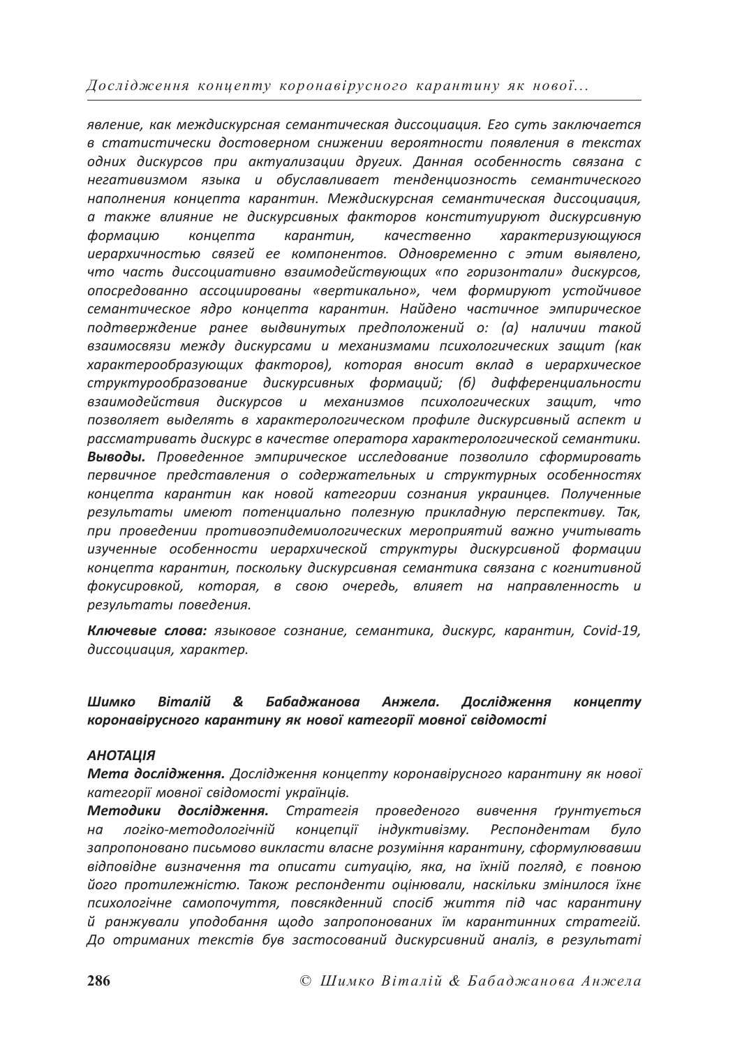*явление, как междискурсная семантическая диссоциация. Его суть заключается в статистически достоверном снижении вероятности появления в текстах одних дискурсов при актуализации других. Данная особенность связана с негативизмом языка и обуславливает тенденциозность семантического наполнения концепта карантин. Междискурсная семантическая диссоциация, а также влияние не дискурсивных факторов конституируют дискурсивную формацию концепта карантин, качественно характеризующуюся иерархичностью связей ее компонентов. Одновременно с этим выявлено, что часть диссоциативно взаимодействующих «по горизонтали» дискурсов, опосредованно ассоциированы «вертикально», чем формируют устойчивое семантическое ядро концепта карантин. Найдено частичное эмпирическое подтверждение ранее выдвинутых предположений о: (а) наличии такой взаимосвязи между дискурсами и механизмами психологических защит (как характерообразующих факторов), которая вносит вклад в иерархическое структурообразование дискурсивных формаций; (б) дифференциальности взаимодействия дискурсов и механизмов психологических защит, что позволяет выделять в характерологическом профиле дискурсивный аспект и рассматривать дискурс в качестве оператора характерологической семантики.*
***Выводы.*** *Проведенное эмпирическое исследование позволило сформировать первичное представления о содержательных и структурных особенностях концепта карантин как новой категории сознания украинцев. Полученные результаты имеют потенциально полезную прикладную перспективу. Так, при проведении противоэпидемиологических мероприятий важно учитывать изученные особенности иерархической структуры дискурсивной формации концепта карантин, поскольку дискурсивная семантика связана с когнитивной фокусировкой, которая, в свою очередь, влияет на направленность и результаты поведения.*

***Ключевые слова:*** *языковое сознание, семантика, дискурс, карантин, Covid-19, диссоциация, характер.*

***Шимко Віталій & Бабаджанова Анжела. Дослідження концепту коронавірусного карантину як нової категорії мовної свідомості***

***АНОТАЦІЯ***
***Мета дослідження.*** *Дослідження концепту коронавірусного карантину як нової категорії мовної свідомості українців.*
***Методики дослідження.*** *Стратегія проведеного вивчення ґрунтується на логіко-методологічній концепції індуктивізму. Респондентам було запропоновано письмово викласти власне розуміння карантину, сформулювавши відповідне визначення та описати ситуацію, яка, на їхній погляд, є повною його протилежністю. Також респонденти оцінювали, наскільки змінилося їхнє психологічне самопочуття, повсякденний спосіб життя під час карантину й ранжували уподобання щодо запропонованих їм карантинних стратегій. До отриманих текстів був застосований дискурсивний аналіз, в результаті*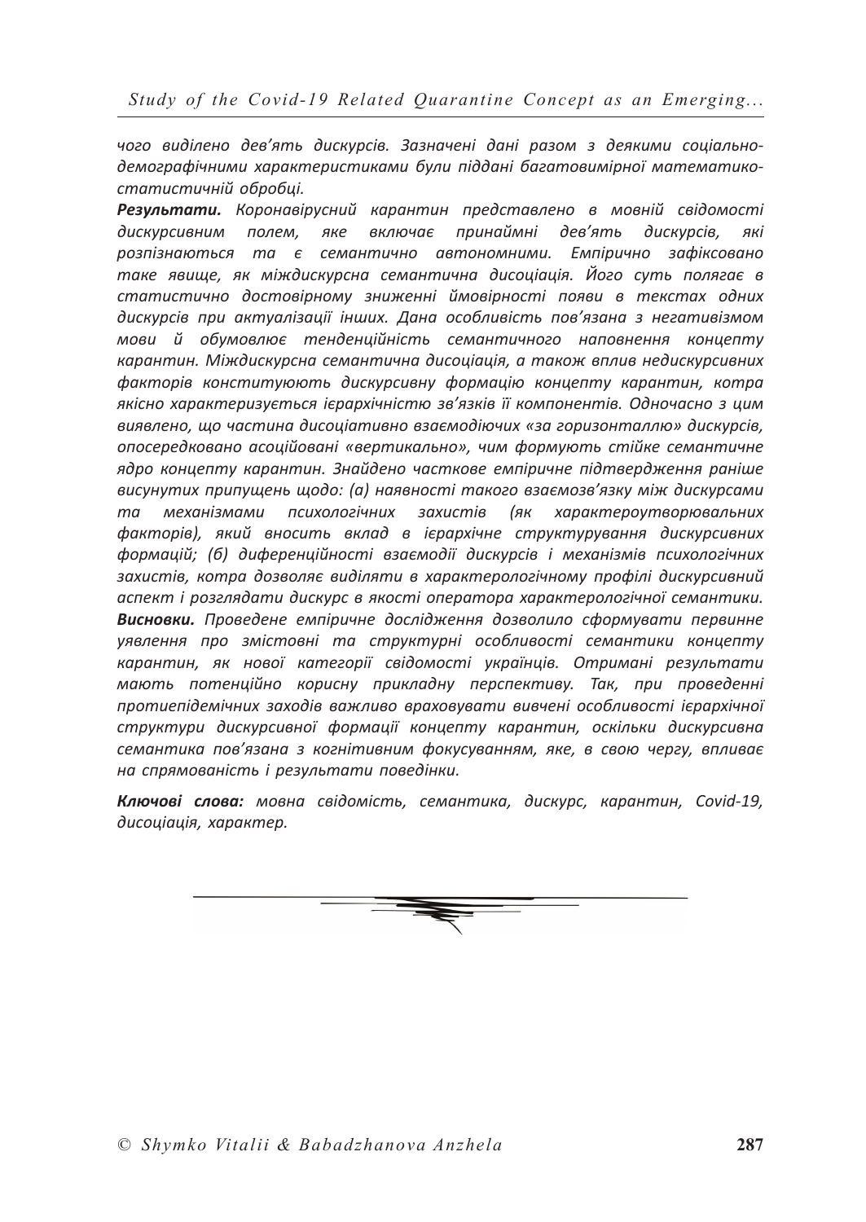*чого виділено дев'ять дискурсів. Зазначені дані разом з деякими соціально-демографічними характеристиками були піддані багатовимірної математико-статистичній обробці.*

***Результати.*** *Коронавірусний карантин представлено в мовній свідомості дискурсивним полем, яке включає принаймні дев'ять дискурсів, які розпізнаються та є семантично автономними. Емпірично зафіксовано таке явище, як міждискурсна семантична дисоціація. Його суть полягає в статистично достовірному зниженні ймовірності появи в текстах одних дискурсів при актуалізації інших. Дана особливість пов'язана з негативізмом мови й обумовлює тенденційність семантичного наповнення концепту карантин. Міждискурсна семантична дисоціація, а також вплив недискурсивних факторів конституюють дискурсивну формацію концепту карантин, котра якісно характеризується ієрархічністю зв'язків її компонентів. Одночасно з цим виявлено, що частина дисоціативно взаємодіючих «за горизонталлю» дискурсів, опосередковано асоційовані «вертикально», чим формують стійке семантичне ядро концепту карантин. Знайдено часткове емпіричне підтвердження раніше висунутих припущень щодо: (а) наявності такого взаємозв'язку між дискурсами та механізмами психологічних захистів (як характероутворювальних факторів), який вносить вклад в ієрархічне структурування дискурсивних формацій; (б) диференційності взаємодії дискурсів і механізмів психологічних захистів, котра дозволяє виділяти в характерологічному профілі дискурсивний аспект і розглядати дискурс в якості оператора характерологічної семантики.*

***Висновки.*** *Проведене емпіричне дослідження дозволило сформувати первинне уявлення про змістовні та структурні особливості семантики концепту карантин, як нової категорії свідомості українців. Отримані результати мають потенційно корисну прикладну перспективу. Так, при проведенні протиепідемічних заходів важливо враховувати вивчені особливості ієрархічної структури дискурсивної формації концепту карантин, оскільки дискурсивна семантика пов'язана з когнітивним фокусуванням, яке, в свою чергу, впливає на спрямованість і результати поведінки.*

***Ключові слова:*** *мовна свідомість, семантика, дискурс, карантин, Covid-19, дисоціація, характер.*